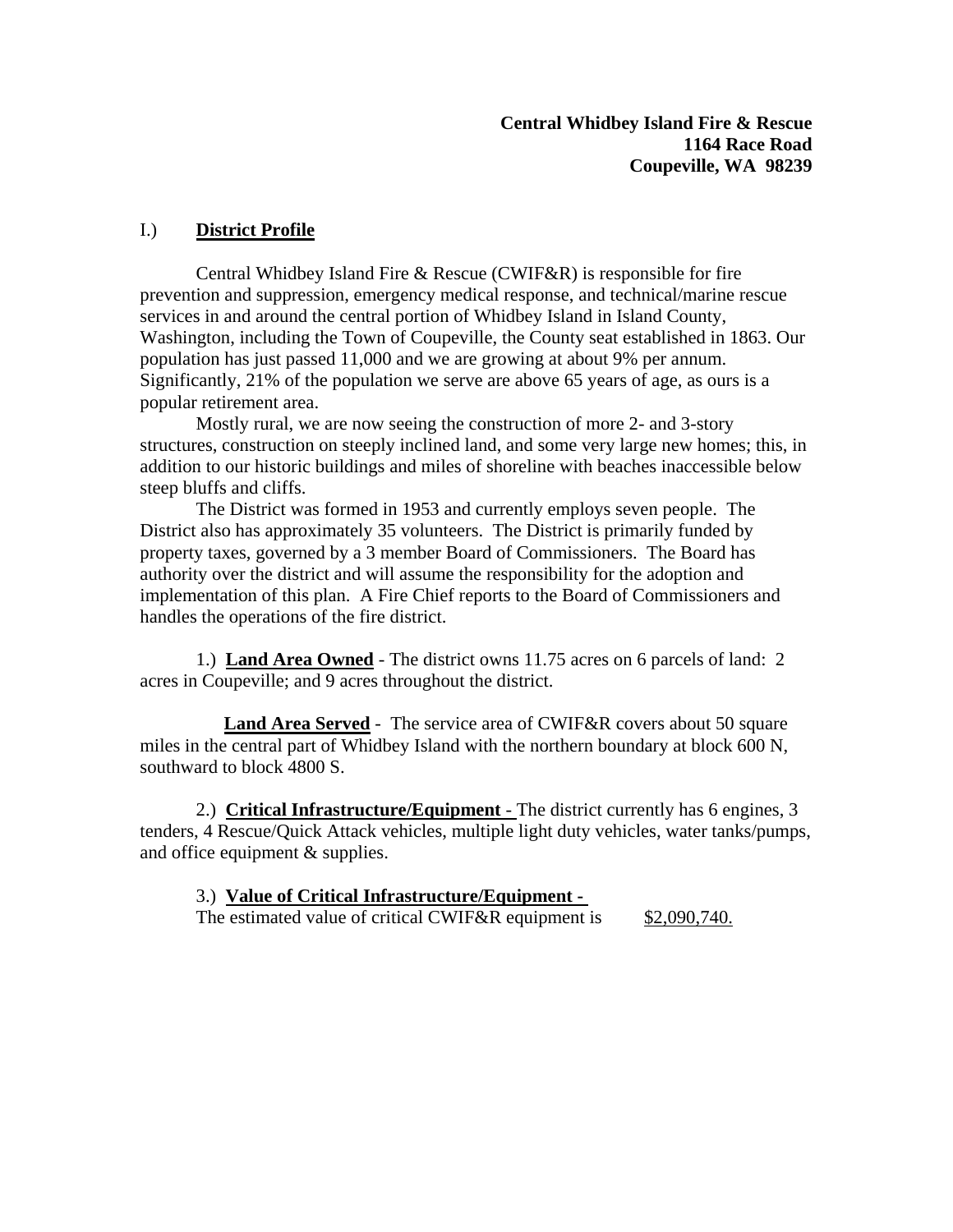**Central Whidbey Island Fire & Rescue**
**1164 Race Road**
**Coupeville, WA 98239**

## I.) District Profile

Central Whidbey Island Fire & Rescue (CWIF&R) is responsible for fire prevention and suppression, emergency medical response, and technical/marine rescue services in and around the central portion of Whidbey Island in Island County, Washington, including the Town of Coupeville, the County seat established in 1863. Our population has just passed 11,000 and we are growing at about 9% per annum. Significantly, 21% of the population we serve are above 65 years of age, as ours is a popular retirement area.

Mostly rural, we are now seeing the construction of more 2- and 3-story structures, construction on steeply inclined land, and some very large new homes; this, in addition to our historic buildings and miles of shoreline with beaches inaccessible below steep bluffs and cliffs.

The District was formed in 1953 and currently employs seven people. The District also has approximately 35 volunteers. The District is primarily funded by property taxes, governed by a 3 member Board of Commissioners. The Board has authority over the district and will assume the responsibility for the adoption and implementation of this plan. A Fire Chief reports to the Board of Commissioners and handles the operations of the fire district.

1.) **Land Area Owned** - The district owns 11.75 acres on 6 parcels of land: 2 acres in Coupeville; and 9 acres throughout the district.

**Land Area Served** - The service area of CWIF&R covers about 50 square miles in the central part of Whidbey Island with the northern boundary at block 600 N, southward to block 4800 S.

2.) **Critical Infrastructure/Equipment** - The district currently has 6 engines, 3 tenders, 4 Rescue/Quick Attack vehicles, multiple light duty vehicles, water tanks/pumps, and office equipment & supplies.

3.) **Value of Critical Infrastructure/Equipment** -
The estimated value of critical CWIF&R equipment is $2,090,740.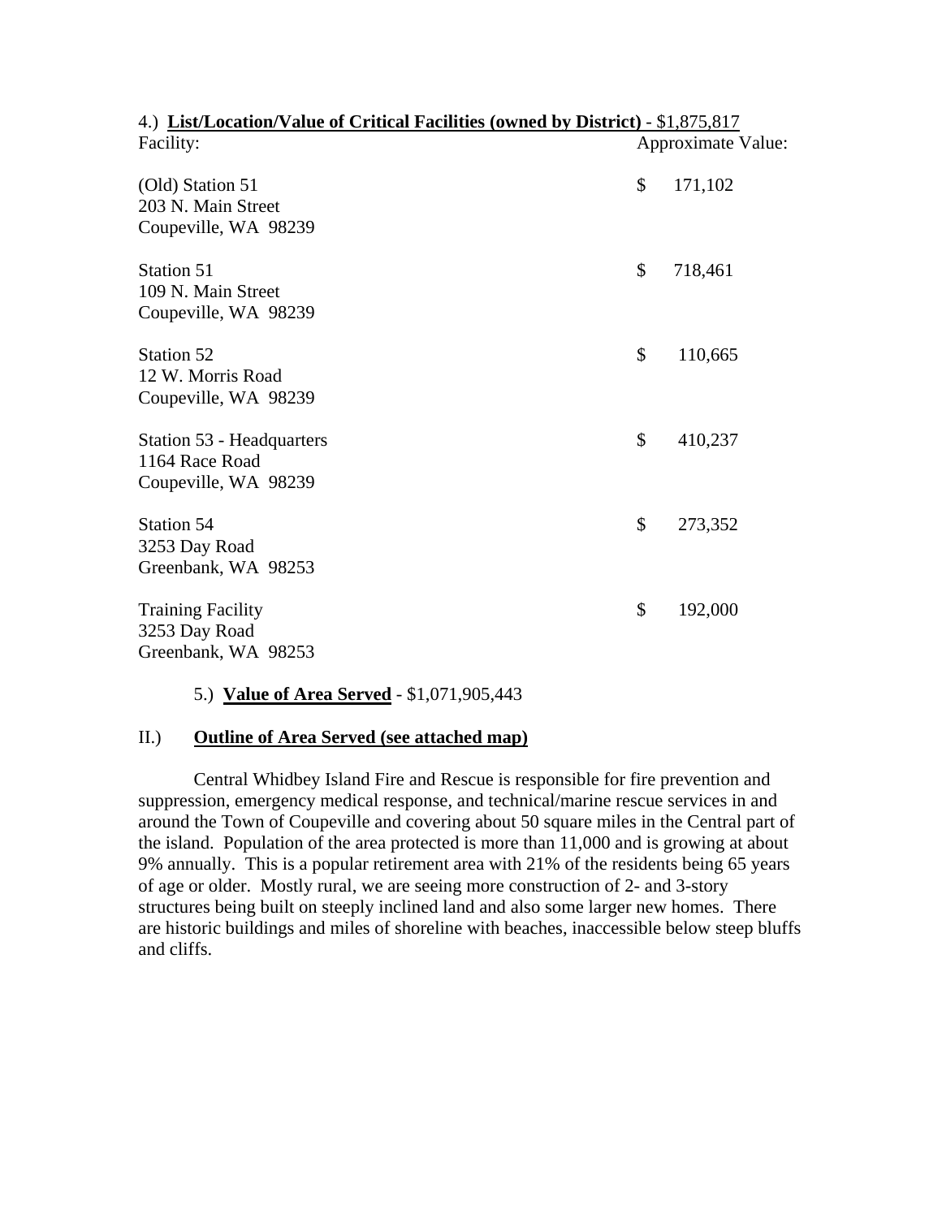4.) **List/Location/Value of Critical Facilities (owned by District)** - $1,875,817

| Facility: | Approximate Value: |
|---|---|
| (Old) Station 51<br>203 N. Main Street<br>Coupeville, WA 98239 | $ 171,102 |
| Station 51<br>109 N. Main Street<br>Coupeville, WA 98239 | $ 718,461 |
| Station 52<br>12 W. Morris Road<br>Coupeville, WA 98239 | $ 110,665 |
| Station 53 - Headquarters<br>1164 Race Road<br>Coupeville, WA 98239 | $ 410,237 |
| Station 54<br>3253 Day Road<br>Greenbank, WA 98253 | $ 273,352 |
| Training Facility<br>3253 Day Road<br>Greenbank, WA 98253 | $ 192,000 |

5.) **Value of Area Served** - $1,071,905,443

## II.) **Outline of Area Served (see attached map)**

Central Whidbey Island Fire and Rescue is responsible for fire prevention and suppression, emergency medical response, and technical/marine rescue services in and around the Town of Coupeville and covering about 50 square miles in the Central part of the island. Population of the area protected is more than 11,000 and is growing at about 9% annually. This is a popular retirement area with 21% of the residents being 65 years of age or older. Mostly rural, we are seeing more construction of 2- and 3-story structures being built on steeply inclined land and also some larger new homes. There are historic buildings and miles of shoreline with beaches, inaccessible below steep bluffs and cliffs.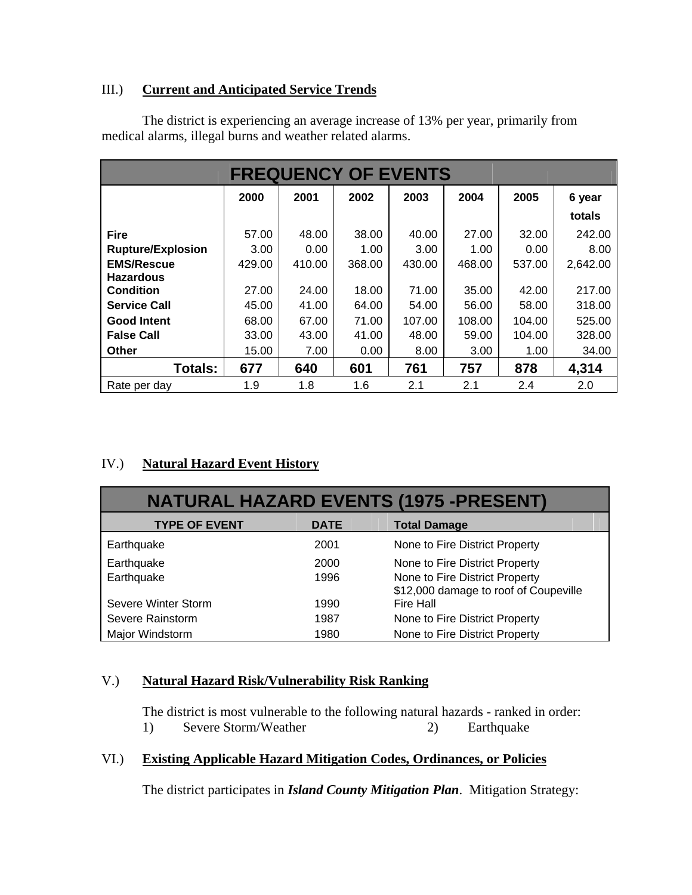## III.) Current and Anticipated Service Trends

The district is experiencing an average increase of 13% per year, primarily from medical alarms, illegal burns and weather related alarms.

| FREQUENCY OF EVENTS | | | | | | | |
|---|---|---|---|---|---|---|---|
| | 2000 | 2001 | 2002 | 2003 | 2004 | 2005 | 6 year totals |
| **Fire** | 57.00 | 48.00 | 38.00 | 40.00 | 27.00 | 32.00 | 242.00 |
| **Rupture/Explosion** | 3.00 | 0.00 | 1.00 | 3.00 | 1.00 | 0.00 | 8.00 |
| **EMS/Rescue** | 429.00 | 410.00 | 368.00 | 430.00 | 468.00 | 537.00 | 2,642.00 |
| **Hazardous Condition** | 27.00 | 24.00 | 18.00 | 71.00 | 35.00 | 42.00 | 217.00 |
| **Service Call** | 45.00 | 41.00 | 64.00 | 54.00 | 56.00 | 58.00 | 318.00 |
| **Good Intent** | 68.00 | 67.00 | 71.00 | 107.00 | 108.00 | 104.00 | 525.00 |
| **False Call** | 33.00 | 43.00 | 41.00 | 48.00 | 59.00 | 104.00 | 328.00 |
| **Other** | 15.00 | 7.00 | 0.00 | 8.00 | 3.00 | 1.00 | 34.00 |
| **Totals:** | **677** | **640** | **601** | **761** | **757** | **878** | **4,314** |
| Rate per day | 1.9 | 1.8 | 1.6 | 2.1 | 2.1 | 2.4 | 2.0 |

## IV.) Natural Hazard Event History

| NATURAL HAZARD EVENTS (1975 -PRESENT) | | |
|---|---|---|
| **TYPE OF EVENT** | **DATE** | **Total Damage** |
| Earthquake | 2001 | None to Fire District Property |
| Earthquake | 2000 | None to Fire District Property |
| Earthquake | 1996 | None to Fire District Property |
| Severe Winter Storm | 1990 | $12,000 damage to roof of Coupeville Fire Hall |
| Severe Rainstorm | 1987 | None to Fire District Property |
| Major Windstorm | 1980 | None to Fire District Property |

## V.) Natural Hazard Risk/Vulnerability Risk Ranking

The district is most vulnerable to the following natural hazards - ranked in order:

1) Severe Storm/Weather
2) Earthquake

## VI.) Existing Applicable Hazard Mitigation Codes, Ordinances, or Policies

The district participates in ***Island County Mitigation Plan***. Mitigation Strategy: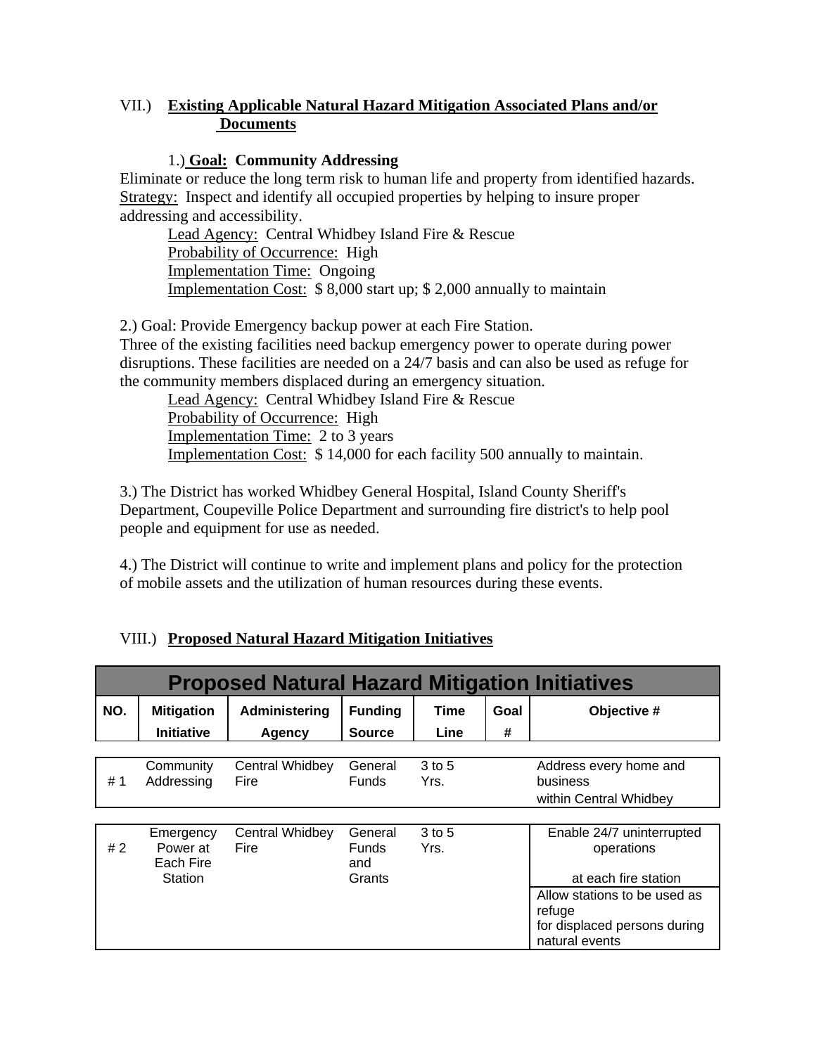## VII.) **Existing Applicable Natural Hazard Mitigation Associated Plans and/or Documents**

1.) **Goal: Community Addressing**

Eliminate or reduce the long term risk to human life and property from identified hazards.
Strategy: Inspect and identify all occupied properties by helping to insure proper addressing and accessibility.

Lead Agency: Central Whidbey Island Fire & Rescue
Probability of Occurrence: High
Implementation Time: Ongoing
Implementation Cost: $ 8,000 start up; $ 2,000 annually to maintain

2.) Goal: Provide Emergency backup power at each Fire Station.
Three of the existing facilities need backup emergency power to operate during power disruptions. These facilities are needed on a 24/7 basis and can also be used as refuge for the community members displaced during an emergency situation.

Lead Agency: Central Whidbey Island Fire & Rescue
Probability of Occurrence: High
Implementation Time: 2 to 3 years
Implementation Cost: $ 14,000 for each facility 500 annually to maintain.

3.) The District has worked Whidbey General Hospital, Island County Sheriff's Department, Coupeville Police Department and surrounding fire district's to help pool people and equipment for use as needed.

4.) The District will continue to write and implement plans and policy for the protection of mobile assets and the utilization of human resources during these events.

## VIII.) **Proposed Natural Hazard Mitigation Initiatives**

**Proposed Natural Hazard Mitigation Initiatives**

| NO. | Mitigation Initiative | Administering Agency | Funding Source | Time Line | Goal # | Objective # |
|---|---|---|---|---|---|---|
| # 1 | Community Addressing | Central Whidbey Fire | General Funds | 3 to 5 Yrs. | | Address every home and business within Central Whidbey |
| # 2 | Emergency Power at Each Fire Station | Central Whidbey Fire | General Funds and Grants | 3 to 5 Yrs. | | Enable 24/7 uninterrupted operations at each fire station |
| | | | | | | Allow stations to be used as refuge for displaced persons during natural events |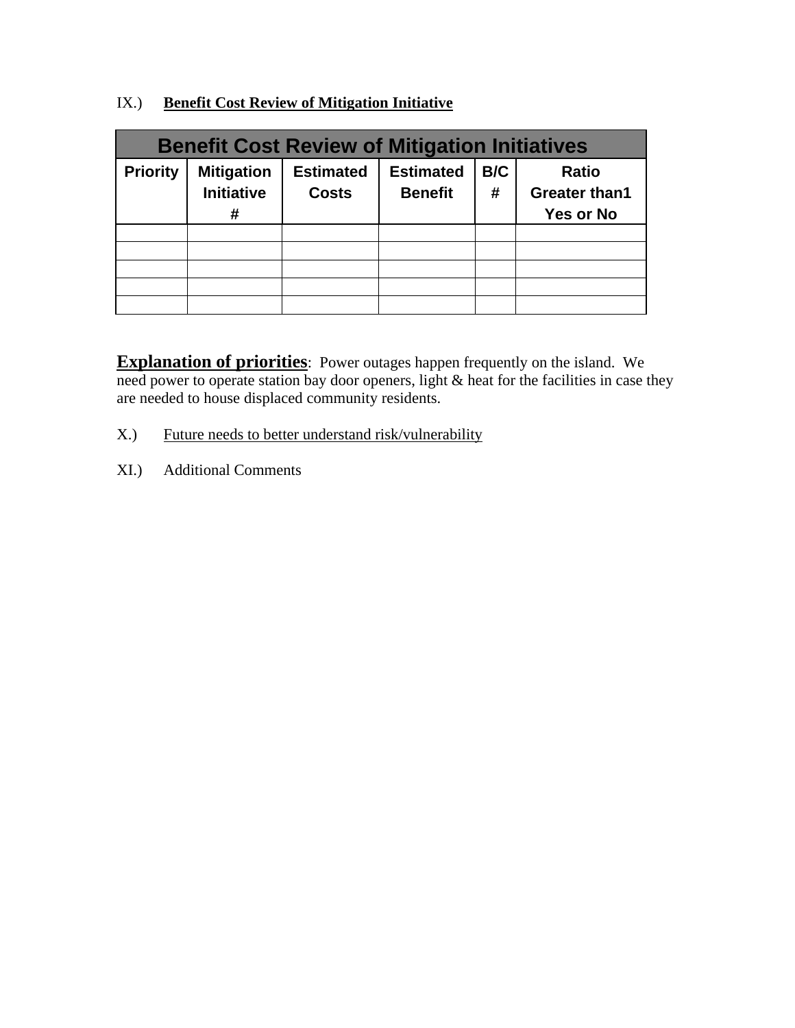IX.) **Benefit Cost Review of Mitigation Initiative**

| Benefit Cost Review of Mitigation Initiatives | | | | | |
|---|---|---|---|---|---|
| **Priority** | **Mitigation Initiative #** | **Estimated Costs** | **Estimated Benefit** | **B/C #** | **Ratio Greater than1 Yes or No** |
| | | | | | |
| | | | | | |
| | | | | | |
| | | | | | |
| | | | | | |

**Explanation of priorities**: Power outages happen frequently on the island. We need power to operate station bay door openers, light & heat for the facilities in case they are needed to house displaced community residents.

X.) Future needs to better understand risk/vulnerability

XI.) Additional Comments